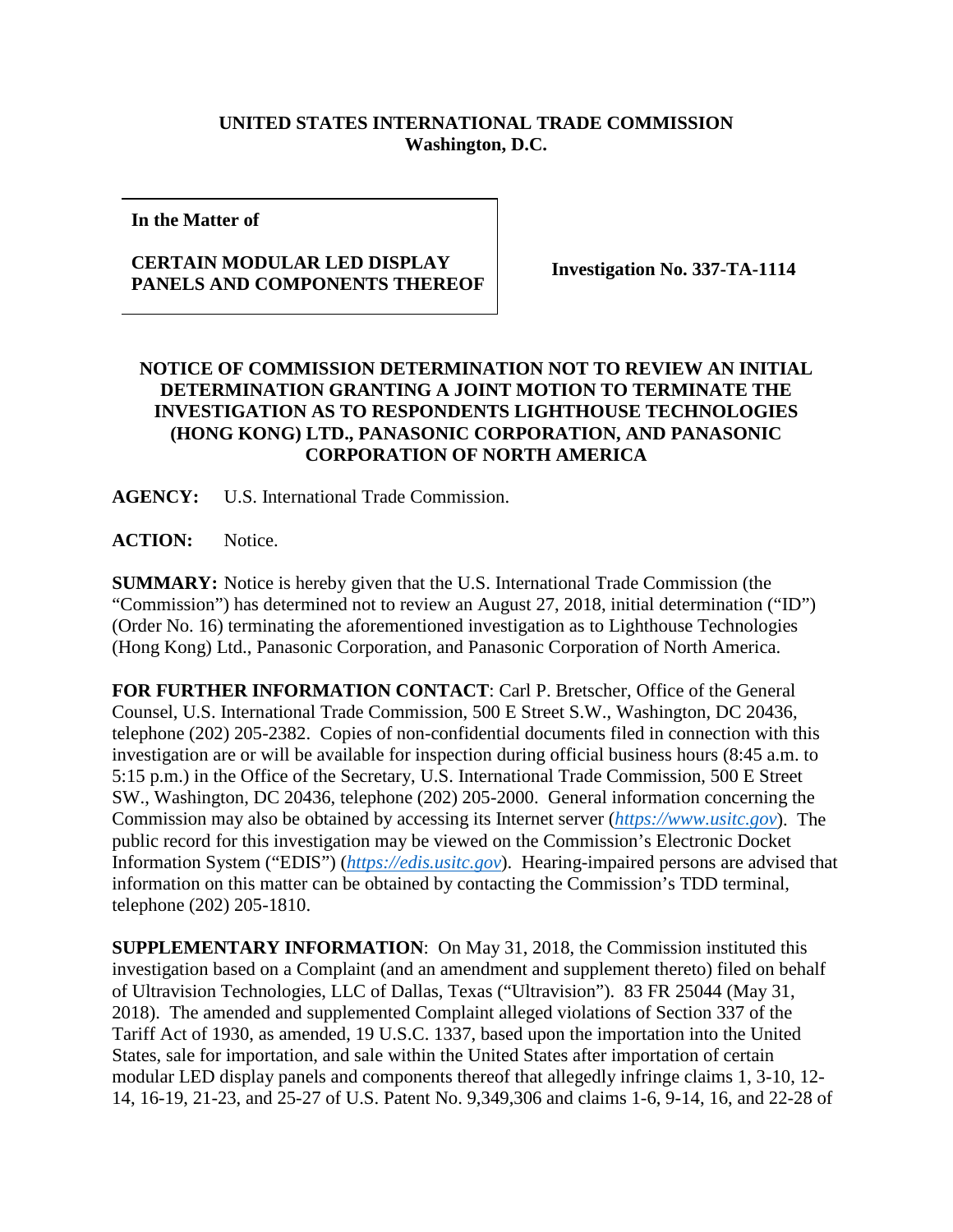**UNITED STATES INTERNATIONAL TRADE COMMISSION**
**Washington, D.C.**

| In the Matter of<br><br>**CERTAIN MODULAR LED DISPLAY PANELS AND COMPONENTS THEREOF** | **Investigation No. 337-TA-1114** |
|---|---|

**NOTICE OF COMMISSION DETERMINATION NOT TO REVIEW AN INITIAL DETERMINATION GRANTING A JOINT MOTION TO TERMINATE THE INVESTIGATION AS TO RESPONDENTS LIGHTHOUSE TECHNOLOGIES (HONG KONG) LTD., PANASONIC CORPORATION, AND PANASONIC CORPORATION OF NORTH AMERICA**

**AGENCY:** U.S. International Trade Commission.

**ACTION:** Notice.

**SUMMARY:** Notice is hereby given that the U.S. International Trade Commission (the "Commission") has determined not to review an August 27, 2018, initial determination ("ID") (Order No. 16) terminating the aforementioned investigation as to Lighthouse Technologies (Hong Kong) Ltd., Panasonic Corporation, and Panasonic Corporation of North America.

**FOR FURTHER INFORMATION CONTACT**: Carl P. Bretscher, Office of the General Counsel, U.S. International Trade Commission, 500 E Street S.W., Washington, DC 20436, telephone (202) 205-2382. Copies of non-confidential documents filed in connection with this investigation are or will be available for inspection during official business hours (8:45 a.m. to 5:15 p.m.) in the Office of the Secretary, U.S. International Trade Commission, 500 E Street SW., Washington, DC 20436, telephone (202) 205-2000. General information concerning the Commission may also be obtained by accessing its Internet server (*https://www.usitc.gov*). The public record for this investigation may be viewed on the Commission's Electronic Docket Information System ("EDIS") (*https://edis.usitc.gov*). Hearing-impaired persons are advised that information on this matter can be obtained by contacting the Commission's TDD terminal, telephone (202) 205-1810.

**SUPPLEMENTARY INFORMATION**: On May 31, 2018, the Commission instituted this investigation based on a Complaint (and an amendment and supplement thereto) filed on behalf of Ultravision Technologies, LLC of Dallas, Texas ("Ultravision"). 83 FR 25044 (May 31, 2018). The amended and supplemented Complaint alleged violations of Section 337 of the Tariff Act of 1930, as amended, 19 U.S.C. 1337, based upon the importation into the United States, sale for importation, and sale within the United States after importation of certain modular LED display panels and components thereof that allegedly infringe claims 1, 3-10, 12-14, 16-19, 21-23, and 25-27 of U.S. Patent No. 9,349,306 and claims 1-6, 9-14, 16, and 22-28 of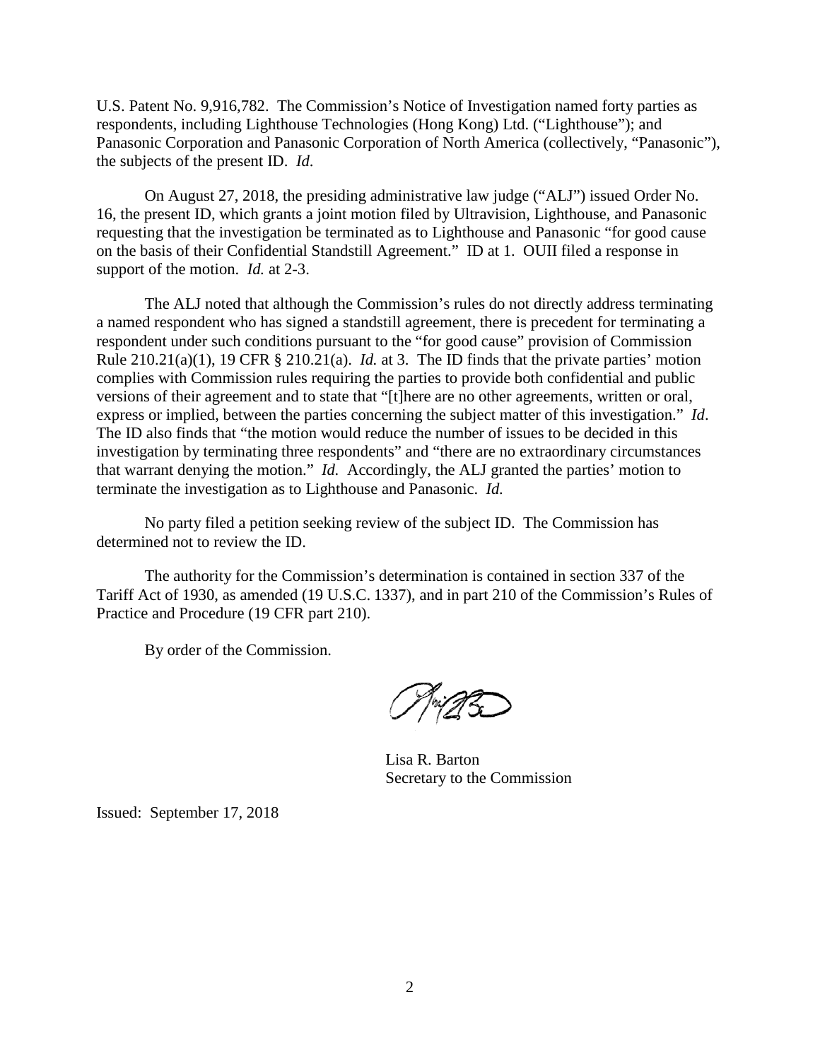U.S. Patent No. 9,916,782. The Commission's Notice of Investigation named forty parties as respondents, including Lighthouse Technologies (Hong Kong) Ltd. ("Lighthouse"); and Panasonic Corporation and Panasonic Corporation of North America (collectively, "Panasonic"), the subjects of the present ID. *Id.*

On August 27, 2018, the presiding administrative law judge ("ALJ") issued Order No. 16, the present ID, which grants a joint motion filed by Ultravision, Lighthouse, and Panasonic requesting that the investigation be terminated as to Lighthouse and Panasonic "for good cause on the basis of their Confidential Standstill Agreement." ID at 1. OUII filed a response in support of the motion. *Id.* at 2-3.

The ALJ noted that although the Commission's rules do not directly address terminating a named respondent who has signed a standstill agreement, there is precedent for terminating a respondent under such conditions pursuant to the "for good cause" provision of Commission Rule 210.21(a)(1), 19 CFR § 210.21(a). *Id.* at 3. The ID finds that the private parties' motion complies with Commission rules requiring the parties to provide both confidential and public versions of their agreement and to state that "[t]here are no other agreements, written or oral, express or implied, between the parties concerning the subject matter of this investigation." *Id*. The ID also finds that "the motion would reduce the number of issues to be decided in this investigation by terminating three respondents" and "there are no extraordinary circumstances that warrant denying the motion." *Id.* Accordingly, the ALJ granted the parties' motion to terminate the investigation as to Lighthouse and Panasonic. *Id.*

No party filed a petition seeking review of the subject ID. The Commission has determined not to review the ID.

The authority for the Commission's determination is contained in section 337 of the Tariff Act of 1930, as amended (19 U.S.C. 1337), and in part 210 of the Commission's Rules of Practice and Procedure (19 CFR part 210).

By order of the Commission.

Lisa R. Barton
Secretary to the Commission

Issued: September 17, 2018